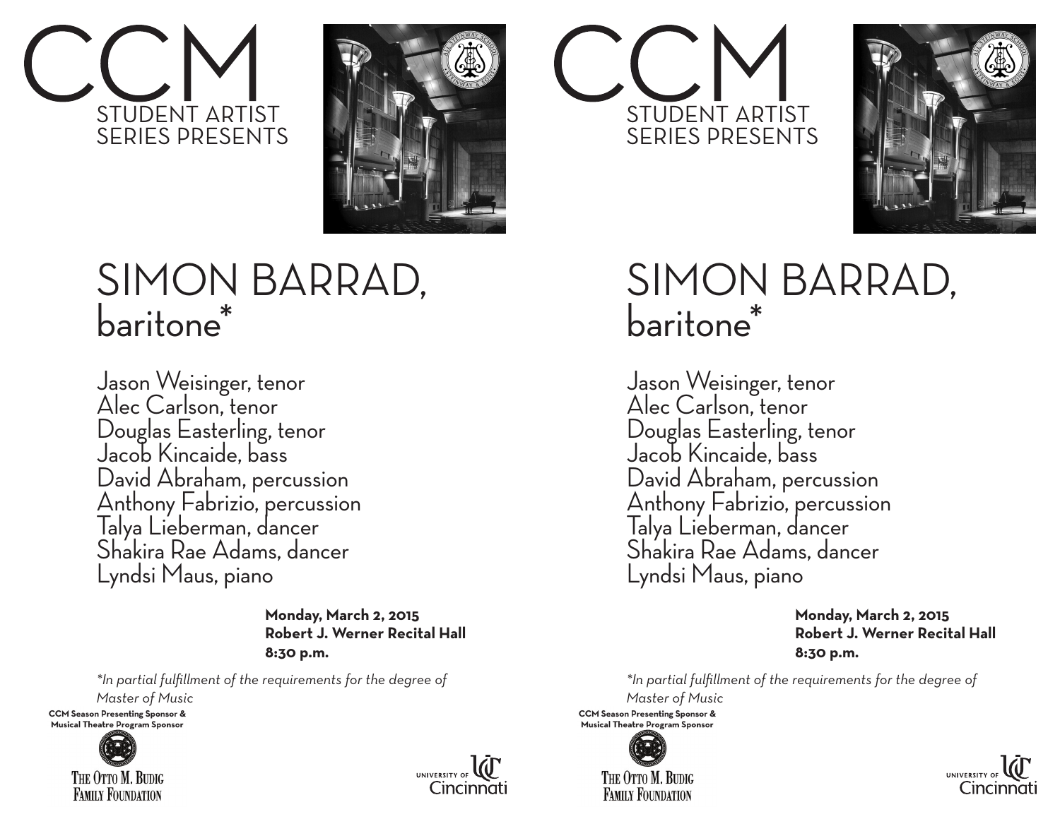# CCM

STUDENT ARTIST SERIES PRESENTS

## SIMON BARRAD, baritone*

Jason Weisinger, tenor
Alec Carlson, tenor
Douglas Easterling, tenor
Jacob Kincaide, bass
David Abraham, percussion
Anthony Fabrizio, percussion
Talya Lieberman, dancer
Shakira Rae Adams, dancer
Lyndsi Maus, piano

**Monday, March 2, 2015**
**Robert J. Werner Recital Hall**
**8:30 p.m.**

*\*In partial fulfillment of the requirements for the degree of Master of Music*

**CCM Season Presenting Sponsor & Musical Theatre Program Sponsor**

THE OTTO M. BUDIG FAMILY FOUNDATION

UNIVERSITY OF Cincinnati

# CCM

STUDENT ARTIST SERIES PRESENTS

## SIMON BARRAD, baritone*

Jason Weisinger, tenor
Alec Carlson, tenor
Douglas Easterling, tenor
Jacob Kincaide, bass
David Abraham, percussion
Anthony Fabrizio, percussion
Talya Lieberman, dancer
Shakira Rae Adams, dancer
Lyndsi Maus, piano

**Monday, March 2, 2015**
**Robert J. Werner Recital Hall**
**8:30 p.m.**

*\*In partial fulfillment of the requirements for the degree of Master of Music*

**CCM Season Presenting Sponsor & Musical Theatre Program Sponsor**

THE OTTO M. BUDIG FAMILY FOUNDATION

UNIVERSITY OF Cincinnati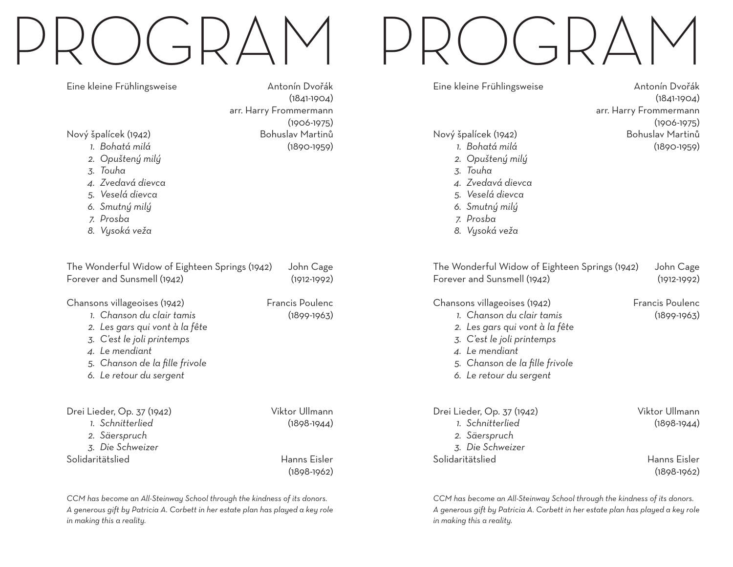# PROGRAM

Eine kleine Frühlingsweise — Antonín Dvořák (1841-1904), arr. Harry Frommermann (1906-1975)

Nový špalícek (1942) — Bohuslav Martinů (1890-1959)

1. *Bohatá milá*
2. *Opuštený milý*
3. *Touha*
4. *Zvedavá dievca*
5. *Veselá dievca*
6. *Smutný milý*
7. *Prosba*
8. *Vysoká veža*

The Wonderful Widow of Eighteen Springs (1942) — John Cage (1912-1992)
Forever and Sunsmell (1942)

Chansons villageoises (1942) — Francis Poulenc (1899-1963)

1. *Chanson du clair tamis*
2. *Les gars qui vont à la fête*
3. *C'est le joli printemps*
4. *Le mendiant*
5. *Chanson de la fille frivole*
6. *Le retour du sergent*

Drei Lieder, Op. 37 (1942) — Viktor Ullmann (1898-1944)

1. *Schnitterlied*
2. *Säerspruch*
3. *Die Schweizer*

Solidaritätslied — Hanns Eisler (1898-1962)

*CCM has become an All-Steinway School through the kindness of its donors. A generous gift by Patricia A. Corbett in her estate plan has played a key role in making this a reality.*

# PROGRAM

Eine kleine Frühlingsweise — Antonín Dvořák (1841-1904), arr. Harry Frommermann (1906-1975)

Nový špalícek (1942) — Bohuslav Martinů (1890-1959)

1. *Bohatá milá*
2. *Opuštený milý*
3. *Touha*
4. *Zvedavá dievca*
5. *Veselá dievca*
6. *Smutný milý*
7. *Prosba*
8. *Vysoká veža*

The Wonderful Widow of Eighteen Springs (1942) — John Cage (1912-1992)
Forever and Sunsmell (1942)

Chansons villageoises (1942) — Francis Poulenc (1899-1963)

1. *Chanson du clair tamis*
2. *Les gars qui vont à la fête*
3. *C'est le joli printemps*
4. *Le mendiant*
5. *Chanson de la fille frivole*
6. *Le retour du sergent*

Drei Lieder, Op. 37 (1942) — Viktor Ullmann (1898-1944)

1. *Schnitterlied*
2. *Säerspruch*
3. *Die Schweizer*

Solidaritätslied — Hanns Eisler (1898-1962)

*CCM has become an All-Steinway School through the kindness of its donors. A generous gift by Patricia A. Corbett in her estate plan has played a key role in making this a reality.*